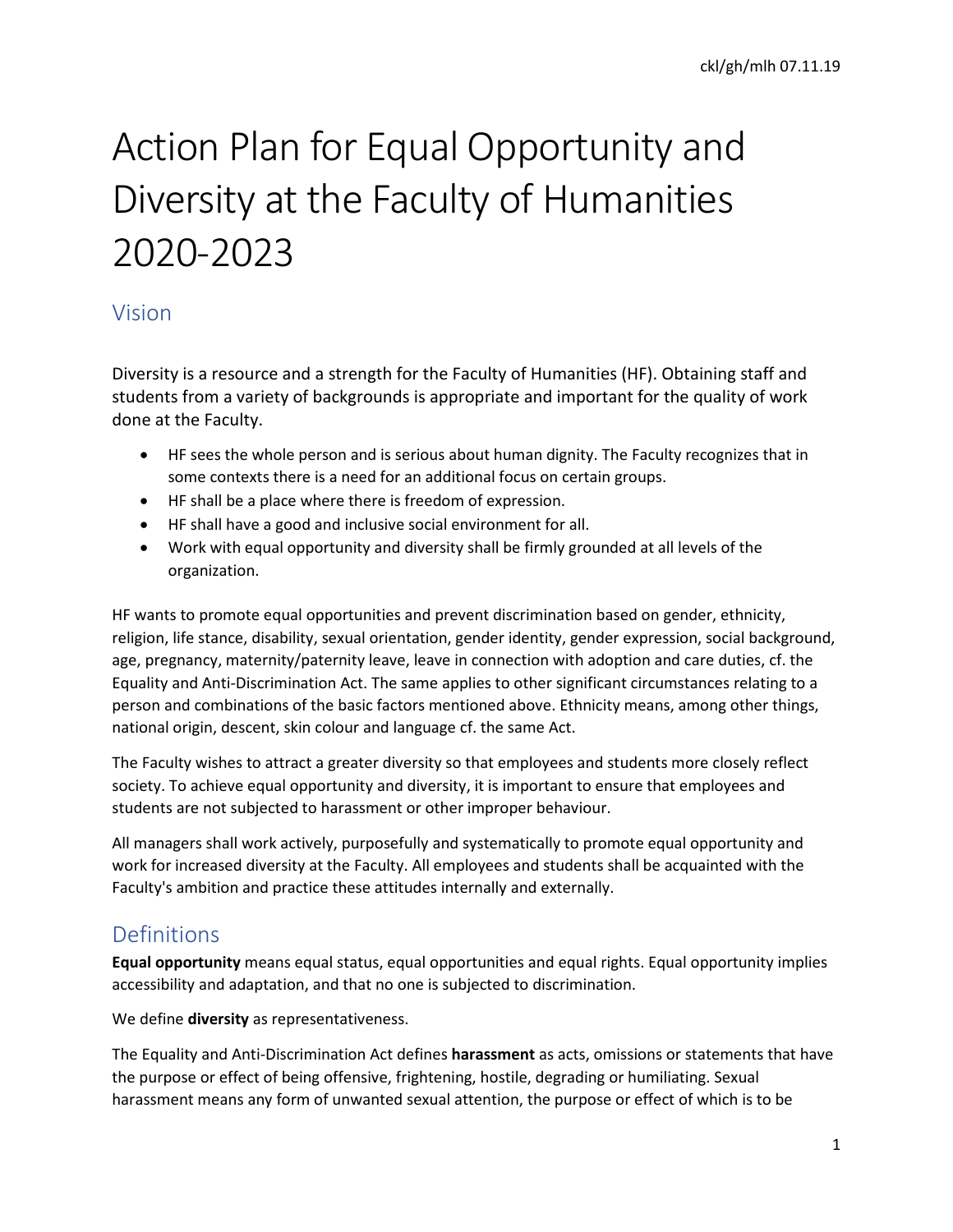ckl/gh/mlh 07.11.19

# Action Plan for Equal Opportunity and Diversity at the Faculty of Humanities 2020-2023

## Vision

Diversity is a resource and a strength for the Faculty of Humanities (HF). Obtaining staff and students from a variety of backgrounds is appropriate and important for the quality of work done at the Faculty.

- HF sees the whole person and is serious about human dignity. The Faculty recognizes that in some contexts there is a need for an additional focus on certain groups.
- HF shall be a place where there is freedom of expression.
- HF shall have a good and inclusive social environment for all.
- Work with equal opportunity and diversity shall be firmly grounded at all levels of the organization.

HF wants to promote equal opportunities and prevent discrimination based on gender, ethnicity, religion, life stance, disability, sexual orientation, gender identity, gender expression, social background, age, pregnancy, maternity/paternity leave, leave in connection with adoption and care duties, cf. the Equality and Anti-Discrimination Act. The same applies to other significant circumstances relating to a person and combinations of the basic factors mentioned above. Ethnicity means, among other things, national origin, descent, skin colour and language cf. the same Act.

The Faculty wishes to attract a greater diversity so that employees and students more closely reflect society. To achieve equal opportunity and diversity, it is important to ensure that employees and students are not subjected to harassment or other improper behaviour.

All managers shall work actively, purposefully and systematically to promote equal opportunity and work for increased diversity at the Faculty. All employees and students shall be acquainted with the Faculty's ambition and practice these attitudes internally and externally.

## Definitions

**Equal opportunity** means equal status, equal opportunities and equal rights. Equal opportunity implies accessibility and adaptation, and that no one is subjected to discrimination.

We define **diversity** as representativeness.

The Equality and Anti-Discrimination Act defines **harassment** as acts, omissions or statements that have the purpose or effect of being offensive, frightening, hostile, degrading or humiliating. Sexual harassment means any form of unwanted sexual attention, the purpose or effect of which is to be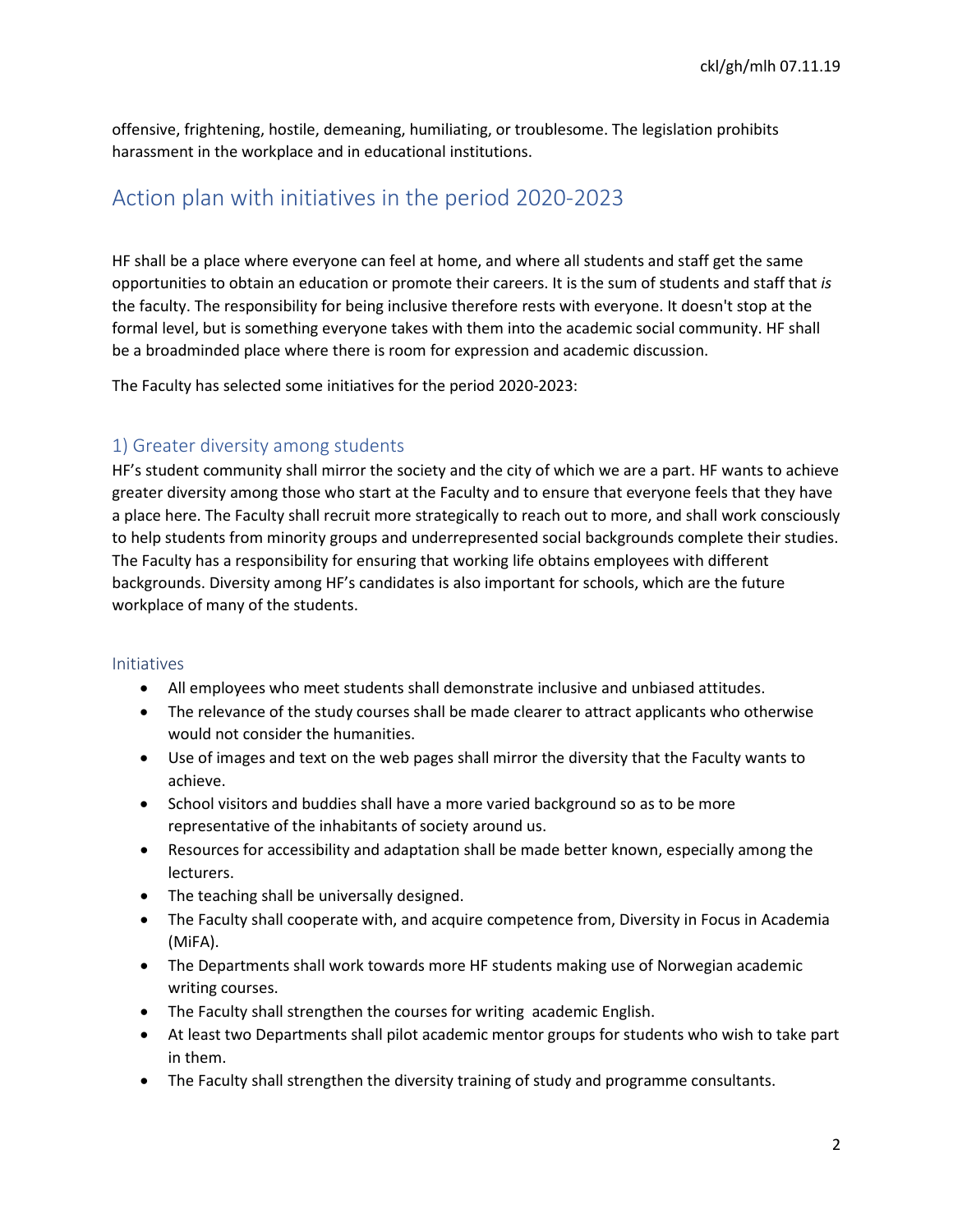offensive, frightening, hostile, demeaning, humiliating, or troublesome. The legislation prohibits harassment in the workplace and in educational institutions.

## Action plan with initiatives in the period 2020-2023

HF shall be a place where everyone can feel at home, and where all students and staff get the same opportunities to obtain an education or promote their careers. It is the sum of students and staff that *is* the faculty. The responsibility for being inclusive therefore rests with everyone. It doesn't stop at the formal level, but is something everyone takes with them into the academic social community. HF shall be a broadminded place where there is room for expression and academic discussion.

The Faculty has selected some initiatives for the period 2020-2023:

### 1) Greater diversity among students

HF's student community shall mirror the society and the city of which we are a part. HF wants to achieve greater diversity among those who start at the Faculty and to ensure that everyone feels that they have a place here. The Faculty shall recruit more strategically to reach out to more, and shall work consciously to help students from minority groups and underrepresented social backgrounds complete their studies. The Faculty has a responsibility for ensuring that working life obtains employees with different backgrounds. Diversity among HF's candidates is also important for schools, which are the future workplace of many of the students.

#### Initiatives

- All employees who meet students shall demonstrate inclusive and unbiased attitudes.
- The relevance of the study courses shall be made clearer to attract applicants who otherwise would not consider the humanities.
- Use of images and text on the web pages shall mirror the diversity that the Faculty wants to achieve.
- School visitors and buddies shall have a more varied background so as to be more representative of the inhabitants of society around us.
- Resources for accessibility and adaptation shall be made better known, especially among the lecturers.
- The teaching shall be universally designed.
- The Faculty shall cooperate with, and acquire competence from, Diversity in Focus in Academia (MiFA).
- The Departments shall work towards more HF students making use of Norwegian academic writing courses.
- The Faculty shall strengthen the courses for writing academic English.
- At least two Departments shall pilot academic mentor groups for students who wish to take part in them.
- The Faculty shall strengthen the diversity training of study and programme consultants.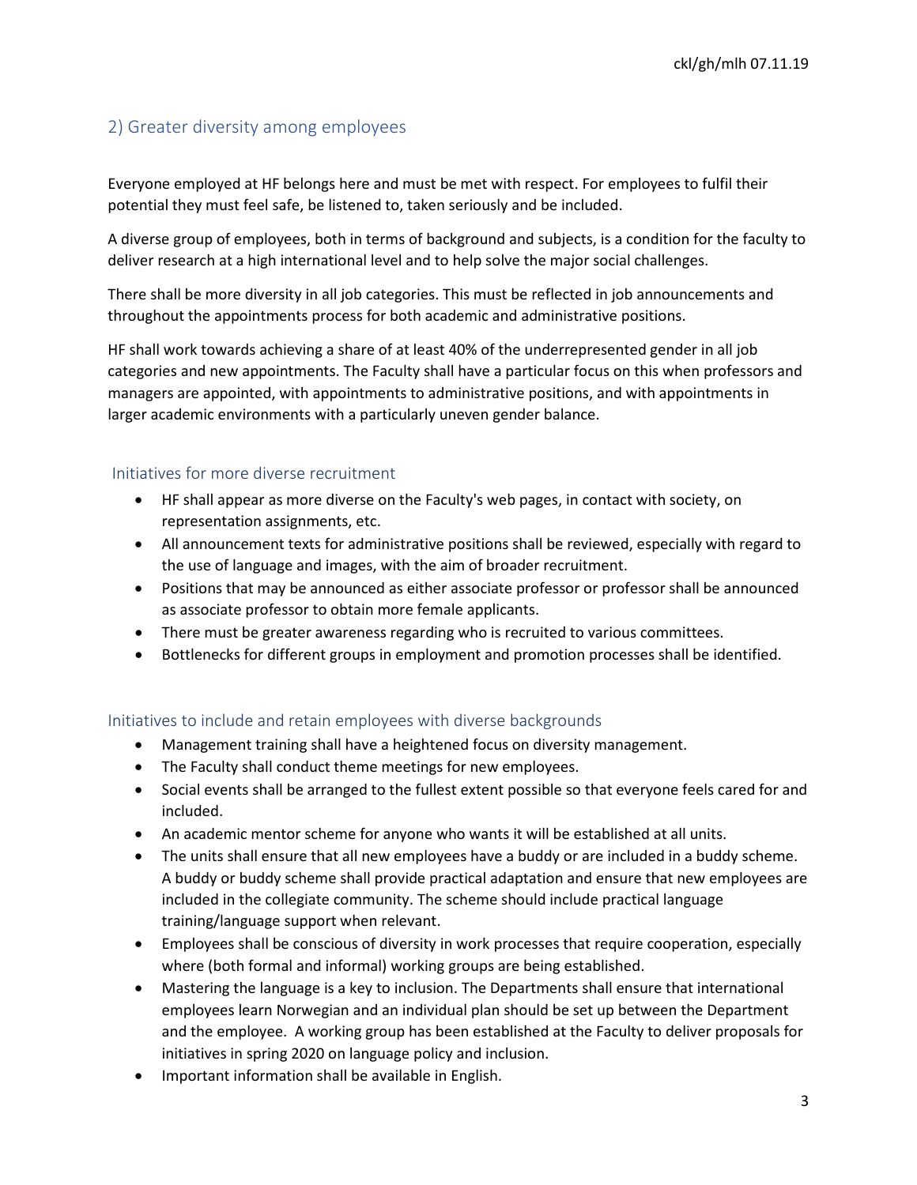## 2) Greater diversity among employees

Everyone employed at HF belongs here and must be met with respect. For employees to fulfil their potential they must feel safe, be listened to, taken seriously and be included.

A diverse group of employees, both in terms of background and subjects, is a condition for the faculty to deliver research at a high international level and to help solve the major social challenges.

There shall be more diversity in all job categories. This must be reflected in job announcements and throughout the appointments process for both academic and administrative positions.

HF shall work towards achieving a share of at least 40% of the underrepresented gender in all job categories and new appointments. The Faculty shall have a particular focus on this when professors and managers are appointed, with appointments to administrative positions, and with appointments in larger academic environments with a particularly uneven gender balance.

### Initiatives for more diverse recruitment

- HF shall appear as more diverse on the Faculty's web pages, in contact with society, on representation assignments, etc.
- All announcement texts for administrative positions shall be reviewed, especially with regard to the use of language and images, with the aim of broader recruitment.
- Positions that may be announced as either associate professor or professor shall be announced as associate professor to obtain more female applicants.
- There must be greater awareness regarding who is recruited to various committees.
- Bottlenecks for different groups in employment and promotion processes shall be identified.

### Initiatives to include and retain employees with diverse backgrounds

- Management training shall have a heightened focus on diversity management.
- The Faculty shall conduct theme meetings for new employees.
- Social events shall be arranged to the fullest extent possible so that everyone feels cared for and included.
- An academic mentor scheme for anyone who wants it will be established at all units.
- The units shall ensure that all new employees have a buddy or are included in a buddy scheme. A buddy or buddy scheme shall provide practical adaptation and ensure that new employees are included in the collegiate community. The scheme should include practical language training/language support when relevant.
- Employees shall be conscious of diversity in work processes that require cooperation, especially where (both formal and informal) working groups are being established.
- Mastering the language is a key to inclusion. The Departments shall ensure that international employees learn Norwegian and an individual plan should be set up between the Department and the employee. A working group has been established at the Faculty to deliver proposals for initiatives in spring 2020 on language policy and inclusion.
- Important information shall be available in English.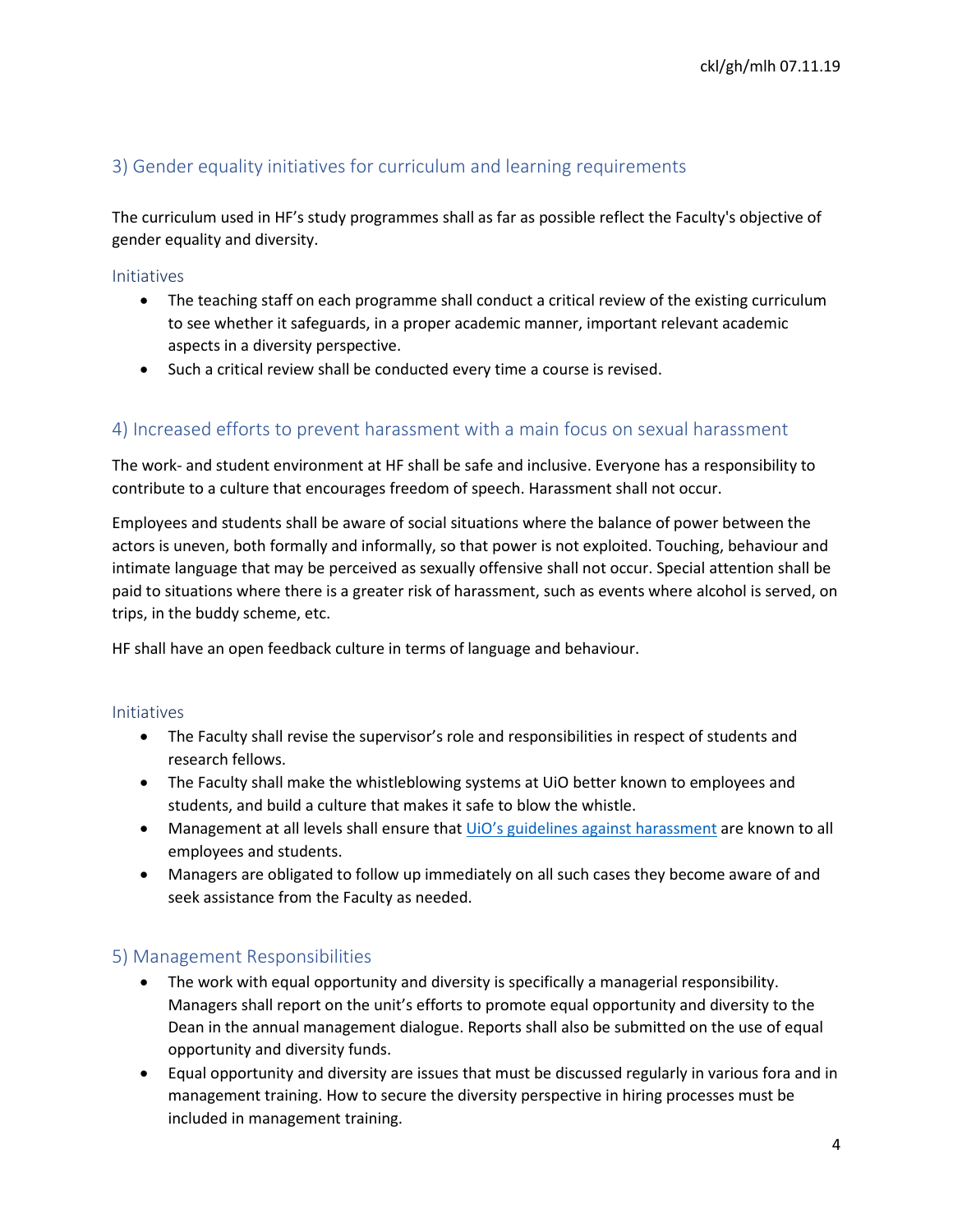## 3) Gender equality initiatives for curriculum and learning requirements

The curriculum used in HF's study programmes shall as far as possible reflect the Faculty's objective of gender equality and diversity.

### Initiatives

- The teaching staff on each programme shall conduct a critical review of the existing curriculum to see whether it safeguards, in a proper academic manner, important relevant academic aspects in a diversity perspective.
- Such a critical review shall be conducted every time a course is revised.

## 4) Increased efforts to prevent harassment with a main focus on sexual harassment

The work- and student environment at HF shall be safe and inclusive. Everyone has a responsibility to contribute to a culture that encourages freedom of speech. Harassment shall not occur.

Employees and students shall be aware of social situations where the balance of power between the actors is uneven, both formally and informally, so that power is not exploited. Touching, behaviour and intimate language that may be perceived as sexually offensive shall not occur. Special attention shall be paid to situations where there is a greater risk of harassment, such as events where alcohol is served, on trips, in the buddy scheme, etc.

HF shall have an open feedback culture in terms of language and behaviour.

### Initiatives

- The Faculty shall revise the supervisor's role and responsibilities in respect of students and research fellows.
- The Faculty shall make the whistleblowing systems at UiO better known to employees and students, and build a culture that makes it safe to blow the whistle.
- Management at all levels shall ensure that UiO's guidelines against harassment are known to all employees and students.
- Managers are obligated to follow up immediately on all such cases they become aware of and seek assistance from the Faculty as needed.

## 5) Management Responsibilities

- The work with equal opportunity and diversity is specifically a managerial responsibility. Managers shall report on the unit's efforts to promote equal opportunity and diversity to the Dean in the annual management dialogue. Reports shall also be submitted on the use of equal opportunity and diversity funds.
- Equal opportunity and diversity are issues that must be discussed regularly in various fora and in management training. How to secure the diversity perspective in hiring processes must be included in management training.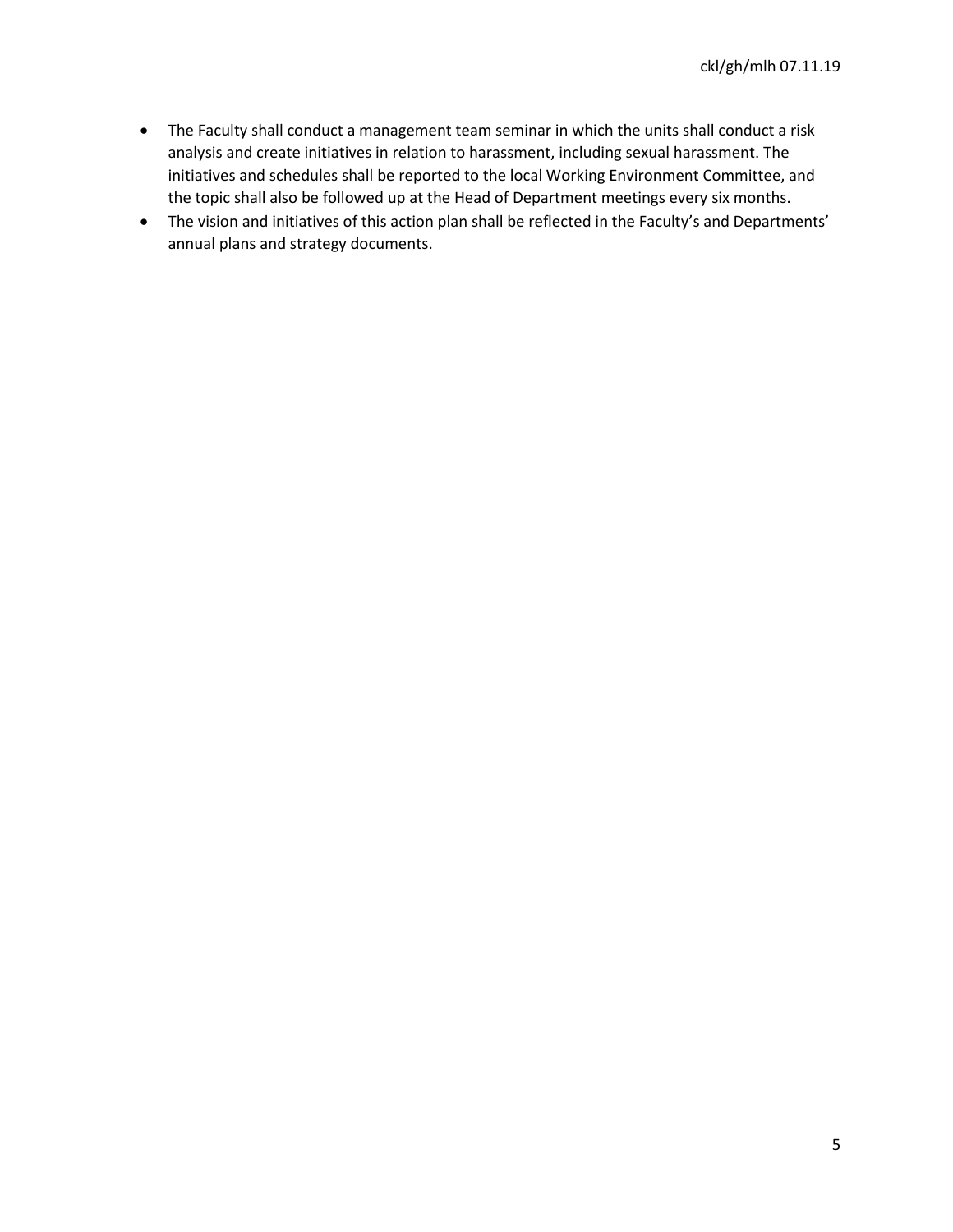- The Faculty shall conduct a management team seminar in which the units shall conduct a risk analysis and create initiatives in relation to harassment, including sexual harassment. The initiatives and schedules shall be reported to the local Working Environment Committee, and the topic shall also be followed up at the Head of Department meetings every six months.
- The vision and initiatives of this action plan shall be reflected in the Faculty's and Departments' annual plans and strategy documents.